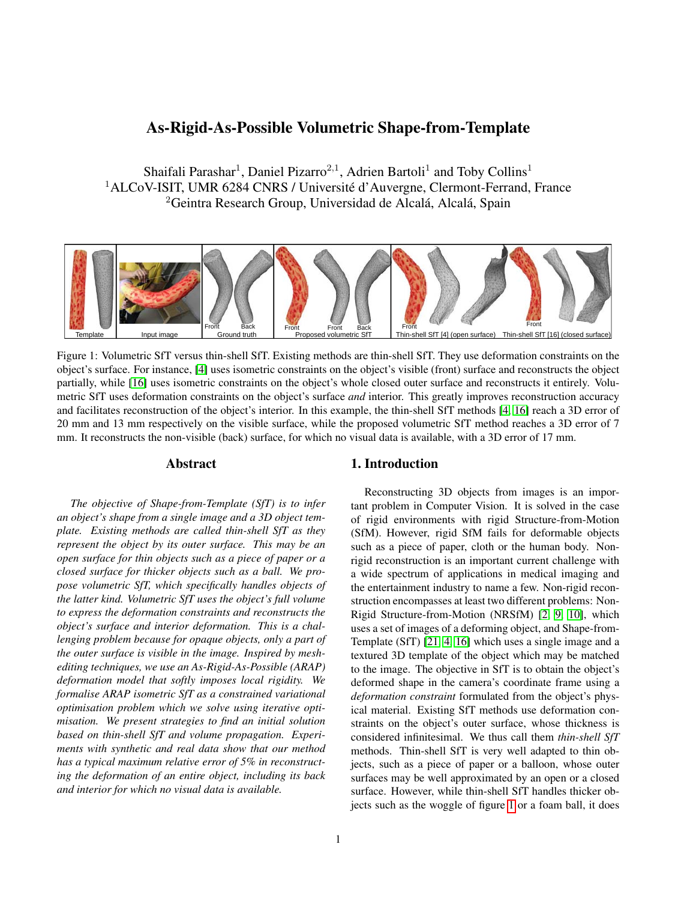# As-Rigid-As-Possible Volumetric Shape-from-Template

Shaifali Parashar[1], Daniel Pizarro[2,1], Adrien Bartoli[1] and Toby Collins[1]
[1]ALCoV-ISIT, UMR 6284 CNRS / Université d'Auvergne, Clermont-Ferrand, France
[2]Geintra Research Group, Universidad de Alcalá, Alcalá, Spain

Figure 1: Volumetric SfT versus thin-shell SfT. Existing methods are thin-shell SfT. They use deformation constraints on the object's surface. For instance, [4] uses isometric constraints on the object's visible (front) surface and reconstructs the object partially, while [16] uses isometric constraints on the object's whole closed outer surface and reconstructs it entirely. Volumetric SfT uses deformation constraints on the object's surface *and* interior. This greatly improves reconstruction accuracy and facilitates reconstruction of the object's interior. In this example, the thin-shell SfT methods [4, 16] reach a 3D error of 20 mm and 13 mm respectively on the visible surface, while the proposed volumetric SfT method reaches a 3D error of 7 mm. It reconstructs the non-visible (back) surface, for which no visual data is available, with a 3D error of 17 mm.

## Abstract

*The objective of Shape-from-Template (SfT) is to infer an object's shape from a single image and a 3D object template. Existing methods are called thin-shell SfT as they represent the object by its outer surface. This may be an open surface for thin objects such as a piece of paper or a closed surface for thicker objects such as a ball. We propose volumetric SfT, which specifically handles objects of the latter kind. Volumetric SfT uses the object's full volume to express the deformation constraints and reconstructs the object's surface and interior deformation. This is a challenging problem because for opaque objects, only a part of the outer surface is visible in the image. Inspired by mesh-editing techniques, we use an As-Rigid-As-Possible (ARAP) deformation model that softly imposes local rigidity. We formalise ARAP isometric SfT as a constrained variational optimisation problem which we solve using iterative optimisation. We present strategies to find an initial solution based on thin-shell SfT and volume propagation. Experiments with synthetic and real data show that our method has a typical maximum relative error of 5% in reconstructing the deformation of an entire object, including its back and interior for which no visual data is available.*

## 1. Introduction

Reconstructing 3D objects from images is an important problem in Computer Vision. It is solved in the case of rigid environments with rigid Structure-from-Motion (SfM). However, rigid SfM fails for deformable objects such as a piece of paper, cloth or the human body. Non-rigid reconstruction is an important current challenge with a wide spectrum of applications in medical imaging and the entertainment industry to name a few. Non-rigid reconstruction encompasses at least two different problems: Non-Rigid Structure-from-Motion (NRSfM) [2, 9, 10], which uses a set of images of a deforming object, and Shape-from-Template (SfT) [21, 4, 16] which uses a single image and a textured 3D template of the object which may be matched to the image. The objective in SfT is to obtain the object's deformed shape in the camera's coordinate frame using a *deformation constraint* formulated from the object's physical material. Existing SfT methods use deformation constraints on the object's outer surface, whose thickness is considered infinitesimal. We thus call them *thin-shell SfT* methods. Thin-shell SfT is very well adapted to thin objects, such as a piece of paper or a balloon, whose outer surfaces may be well approximated by an open or a closed surface. However, while thin-shell SfT handles thicker objects such as the woggle of figure 1 or a foam ball, it does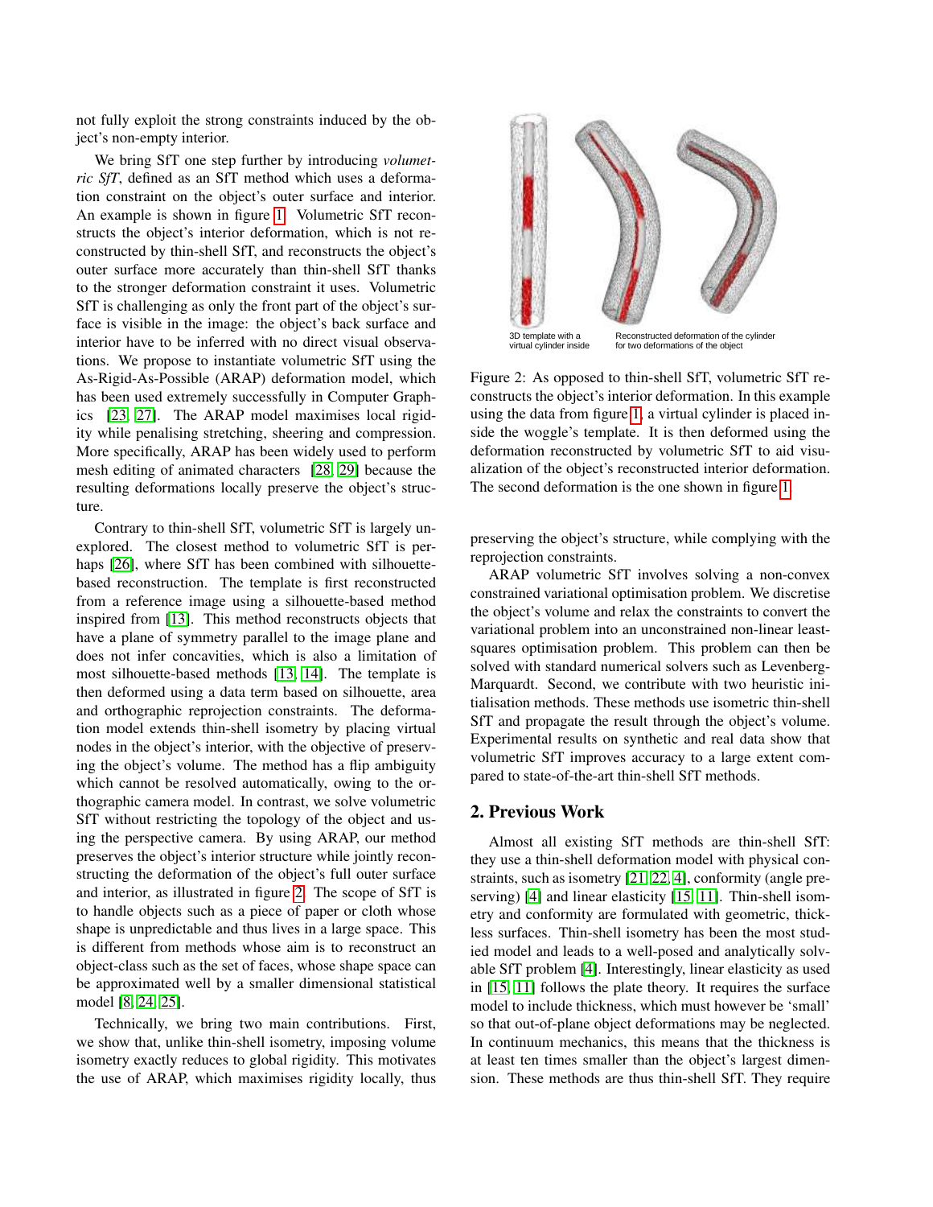not fully exploit the strong constraints induced by the object's non-empty interior.

We bring SfT one step further by introducing *volumetric SfT*, defined as an SfT method which uses a deformation constraint on the object's outer surface and interior. An example is shown in figure 1. Volumetric SfT reconstructs the object's interior deformation, which is not reconstructed by thin-shell SfT, and reconstructs the object's outer surface more accurately than thin-shell SfT thanks to the stronger deformation constraint it uses. Volumetric SfT is challenging as only the front part of the object's surface is visible in the image: the object's back surface and interior have to be inferred with no direct visual observations. We propose to instantiate volumetric SfT using the As-Rigid-As-Possible (ARAP) deformation model, which has been used extremely successfully in Computer Graphics [23, 27]. The ARAP model maximises local rigidity while penalising stretching, sheering and compression. More specifically, ARAP has been widely used to perform mesh editing of animated characters [28, 29] because the resulting deformations locally preserve the object's structure.

Contrary to thin-shell SfT, volumetric SfT is largely unexplored. The closest method to volumetric SfT is perhaps [26], where SfT has been combined with silhouette-based reconstruction. The template is first reconstructed from a reference image using a silhouette-based method inspired from [13]. This method reconstructs objects that have a plane of symmetry parallel to the image plane and does not infer concavities, which is also a limitation of most silhouette-based methods [13, 14]. The template is then deformed using a data term based on silhouette, area and orthographic reprojection constraints. The deformation model extends thin-shell isometry by placing virtual nodes in the object's interior, with the objective of preserving the object's volume. The method has a flip ambiguity which cannot be resolved automatically, owing to the orthographic camera model. In contrast, we solve volumetric SfT without restricting the topology of the object and using the perspective camera. By using ARAP, our method preserves the object's interior structure while jointly reconstructing the deformation of the object's full outer surface and interior, as illustrated in figure 2. The scope of SfT is to handle objects such as a piece of paper or cloth whose shape is unpredictable and thus lives in a large space. This is different from methods whose aim is to reconstruct an object-class such as the set of faces, whose shape space can be approximated well by a smaller dimensional statistical model [8, 24, 25].

Technically, we bring two main contributions. First, we show that, unlike thin-shell isometry, imposing volume isometry exactly reduces to global rigidity. This motivates the use of ARAP, which maximises rigidity locally, thus

3D template with a virtual cylinder inside — Reconstructed deformation of the cylinder for two deformations of the object

Figure 2: As opposed to thin-shell SfT, volumetric SfT reconstructs the object's interior deformation. In this example using the data from figure 1, a virtual cylinder is placed inside the woggle's template. It is then deformed using the deformation reconstructed by volumetric SfT to aid visualization of the object's reconstructed interior deformation. The second deformation is the one shown in figure 1.

preserving the object's structure, while complying with the reprojection constraints.

ARAP volumetric SfT involves solving a non-convex constrained variational optimisation problem. We discretise the object's volume and relax the constraints to convert the variational problem into an unconstrained non-linear least-squares optimisation problem. This problem can then be solved with standard numerical solvers such as Levenberg-Marquardt. Second, we contribute with two heuristic initialisation methods. These methods use isometric thin-shell SfT and propagate the result through the object's volume. Experimental results on synthetic and real data show that volumetric SfT improves accuracy to a large extent compared to state-of-the-art thin-shell SfT methods.

## 2. Previous Work

Almost all existing SfT methods are thin-shell SfT: they use a thin-shell deformation model with physical constraints, such as isometry [21, 22, 4], conformity (angle preserving) [4] and linear elasticity [15, 11]. Thin-shell isometry and conformity are formulated with geometric, thickless surfaces. Thin-shell isometry has been the most studied model and leads to a well-posed and analytically solvable SfT problem [4]. Interestingly, linear elasticity as used in [15, 11] follows the plate theory. It requires the surface model to include thickness, which must however be 'small' so that out-of-plane object deformations may be neglected. In continuum mechanics, this means that the thickness is at least ten times smaller than the object's largest dimension. These methods are thus thin-shell SfT. They require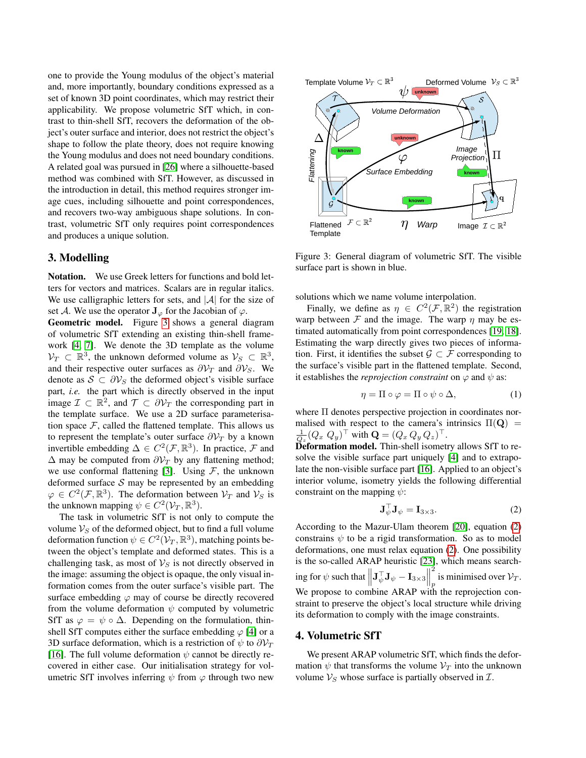one to provide the Young modulus of the object's material and, more importantly, boundary conditions expressed as a set of known 3D point coordinates, which may restrict their applicability. We propose volumetric SfT which, in contrast to thin-shell SfT, recovers the deformation of the object's outer surface and interior, does not restrict the object's shape to follow the plate theory, does not require knowing the Young modulus and does not need boundary conditions. A related goal was pursued in [26] where a silhouette-based method was combined with SfT. However, as discussed in the introduction in detail, this method requires stronger image cues, including silhouette and point correspondences, and recovers two-way ambiguous shape solutions. In contrast, volumetric SfT only requires point correspondences and produces a unique solution.

## 3. Modelling

**Notation.** We use Greek letters for functions and bold letters for vectors and matrices. Scalars are in regular italics. We use calligraphic letters for sets, and $|\mathcal{A}|$ for the size of set $\mathcal{A}$. We use the operator $\mathbf{J}_\varphi$ for the Jacobian of $\varphi$.

**Geometric model.** Figure 3 shows a general diagram of volumetric SfT extending an existing thin-shell framework [4, 7]. We denote the 3D template as the volume $\mathcal{V}_T \subset \mathbb{R}^3$, the unknown deformed volume as $\mathcal{V}_S \subset \mathbb{R}^3$, and their respective outer surfaces as $\partial\mathcal{V}_T$ and $\partial\mathcal{V}_S$. We denote as $\mathcal{S} \subset \partial\mathcal{V}_S$ the deformed object's visible surface part, *i.e.* the part which is directly observed in the input image $\mathcal{I} \subset \mathbb{R}^2$, and $\mathcal{T} \subset \partial\mathcal{V}_T$ the corresponding part in the template surface. We use a 2D surface parameterisation space $\mathcal{F}$, called the flattened template. This allows us to represent the template's outer surface $\partial\mathcal{V}_T$ by a known invertible embedding $\Delta \in C^2(\mathcal{F}, \mathbb{R}^3)$. In practice, $\mathcal{F}$ and $\Delta$ may be computed from $\partial\mathcal{V}_T$ by any flattening method; we use conformal flattening [3]. Using $\mathcal{F}$, the unknown deformed surface $\mathcal{S}$ may be represented by an embedding $\varphi \in C^2(\mathcal{F}, \mathbb{R}^3)$. The deformation between $\mathcal{V}_T$ and $\mathcal{V}_S$ is the unknown mapping $\psi \in C^2(\mathcal{V}_T, \mathbb{R}^3)$.

The task in volumetric SfT is not only to compute the volume $\mathcal{V}_S$ of the deformed object, but to find a full volume deformation function $\psi \in C^2(\mathcal{V}_T, \mathbb{R}^3)$, matching points between the object's template and deformed states. This is a challenging task, as most of $\mathcal{V}_S$ is not directly observed in the image: assuming the object is opaque, the only visual information comes from the outer surface's visible part. The surface embedding $\varphi$ may of course be directly recovered from the volume deformation $\psi$ computed by volumetric SfT as $\varphi = \psi \circ \Delta$. Depending on the formulation, thin-shell SfT computes either the surface embedding $\varphi$ [4] or a 3D surface deformation, which is a restriction of $\psi$ to $\partial\mathcal{V}_T$ [16]. The full volume deformation $\psi$ cannot be directly recovered in either case. Our initialisation strategy for volumetric SfT involves inferring $\psi$ from $\varphi$ through two new solutions which we name volume interpolation.

Figure 3: General diagram of volumetric SfT. The visible surface part is shown in blue.

Finally, we define as $\eta \in C^2(\mathcal{F}, \mathbb{R}^2)$ the registration warp between $\mathcal{F}$ and the image. The warp $\eta$ may be estimated automatically from point correspondences [19, 18]. Estimating the warp directly gives two pieces of information. First, it identifies the subset $\mathcal{G} \subset \mathcal{F}$ corresponding to the surface's visible part in the flattened template. Second, it establishes the *reprojection constraint* on $\varphi$ and $\psi$ as:

$$\eta = \Pi \circ \varphi = \Pi \circ \psi \circ \Delta, \tag{1}$$

where $\Pi$ denotes perspective projection in coordinates normalised with respect to the camera's intrinsics $\Pi(\mathbf{Q}) = \frac{1}{Q_z}(Q_x \ Q_y)^\top$ with $\mathbf{Q} = (Q_x \, Q_y \, Q_z)^\top$.

**Deformation model.** Thin-shell isometry allows SfT to resolve the visible surface part uniquely [4] and to extrapolate the non-visible surface part [16]. Applied to an object's interior volume, isometry yields the following differential constraint on the mapping $\psi$:

$$\mathbf{J}_\psi^\top \mathbf{J}_\psi = \mathbf{I}_{3\times 3}. \tag{2}$$

According to the Mazur-Ulam theorem [20], equation (2) constrains $\psi$ to be a rigid transformation. So as to model deformations, one must relax equation (2). One possibility is the so-called ARAP heuristic [23], which means searching for $\psi$ such that $\left\| \mathbf{J}_\psi^\top \mathbf{J}_\psi - \mathbf{I}_{3\times 3} \right\|_p^2$ is minimised over $\mathcal{V}_T$. We propose to combine ARAP with the reprojection constraint to preserve the object's local structure while driving its deformation to comply with the image constraints.

## 4. Volumetric SfT

We present ARAP volumetric SfT, which finds the deformation $\psi$ that transforms the volume $\mathcal{V}_T$ into the unknown volume $\mathcal{V}_S$ whose surface is partially observed in $\mathcal{I}$.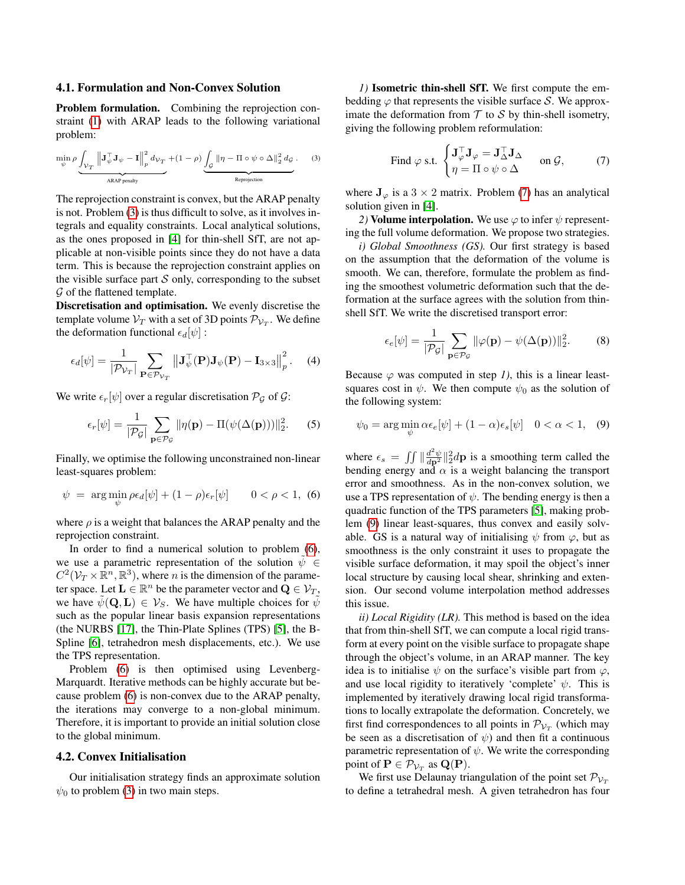### 4.1. Formulation and Non-Convex Solution

**Problem formulation.** Combining the reprojection constraint (1) with ARAP leads to the following variational problem:

$$\min_{\psi} \rho \underbrace{\int_{\mathcal{V}_T} \left\| \mathbf{J}_{\psi}^{\top} \mathbf{J}_{\psi} - \mathbf{I} \right\|_p^2 d_{\mathcal{V}_T}}_{\text{ARAP penalty}} + (1-\rho) \underbrace{\int_{\mathcal{G}} \| \eta - \Pi \circ \psi \circ \Delta \|_2^2 \, d_{\mathcal{G}}}_{\text{Reprojection}} . \quad (3)$$

The reprojection constraint is convex, but the ARAP penalty is not. Problem (3) is thus difficult to solve, as it involves integrals and equality constraints. Local analytical solutions, as the ones proposed in [4] for thin-shell SfT, are not applicable at non-visible points since they do not have a data term. This is because the reprojection constraint applies on the visible surface part $\mathcal{S}$ only, corresponding to the subset $\mathcal{G}$ of the flattened template.

**Discretisation and optimisation.** We evenly discretise the template volume $\mathcal{V}_T$ with a set of 3D points $\mathcal{P}_{\mathcal{V}_T}$. We define the deformation functional $\epsilon_d[\psi]$ :

$$\epsilon_d[\psi] = \frac{1}{|\mathcal{P}_{\mathcal{V}_T}|} \sum_{\mathbf{P} \in \mathcal{P}_{\mathcal{V}_T}} \left\| \mathbf{J}_{\psi}^{\top}(\mathbf{P}) \mathbf{J}_{\psi}(\mathbf{P}) - \mathbf{I}_{3\times 3} \right\|_p^2 . \quad (4)$$

We write $\epsilon_r[\psi]$ over a regular discretisation $\mathcal{P}_{\mathcal{G}}$ of $\mathcal{G}$:

$$\epsilon_r[\psi] = \frac{1}{|\mathcal{P}_{\mathcal{G}}|} \sum_{\mathbf{p} \in \mathcal{P}_{\mathcal{G}}} \| \eta(\mathbf{p}) - \Pi(\psi(\Delta(\mathbf{p}))) \|_2^2 . \quad (5)$$

Finally, we optimise the following unconstrained non-linear least-squares problem:

$$\psi = \arg\min_{\psi} \rho \epsilon_d[\psi] + (1-\rho)\epsilon_r[\psi] \qquad 0 < \rho < 1, \quad (6)$$

where $\rho$ is a weight that balances the ARAP penalty and the reprojection constraint.

In order to find a numerical solution to problem (6), we use a parametric representation of the solution $\tilde{\psi} \in C^2(\mathcal{V}_T \times \mathbb{R}^n, \mathbb{R}^3)$, where $n$ is the dimension of the parameter space. Let $\mathbf{L} \in \mathbb{R}^n$ be the parameter vector and $\mathbf{Q} \in \mathcal{V}_T$, we have $\tilde{\psi}(\mathbf{Q}, \mathbf{L}) \in \mathcal{V}_S$. We have multiple choices for $\tilde{\psi}$ such as the popular linear basis expansion representations (the NURBS [17], the Thin-Plate Splines (TPS) [5], the B-Spline [6], tetrahedron mesh displacements, etc.). We use the TPS representation.

Problem (6) is then optimised using Levenberg-Marquardt. Iterative methods can be highly accurate but because problem (6) is non-convex due to the ARAP penalty, the iterations may converge to a non-global minimum. Therefore, it is important to provide an initial solution close to the global minimum.

### 4.2. Convex Initialisation

Our initialisation strategy finds an approximate solution $\psi_0$ to problem (3) in two main steps.

*1)* **Isometric thin-shell SfT.** We first compute the embedding $\varphi$ that represents the visible surface $\mathcal{S}$. We approximate the deformation from $\mathcal{T}$ to $\mathcal{S}$ by thin-shell isometry, giving the following problem reformulation:

$$\text{Find } \varphi \text{ s.t. } \begin{cases} \mathbf{J}_{\varphi}^{\top} \mathbf{J}_{\varphi} = \mathbf{J}_{\Delta}^{\top} \mathbf{J}_{\Delta} \\ \eta = \Pi \circ \psi \circ \Delta \end{cases} \text{ on } \mathcal{G}, \quad (7)$$

where $\mathbf{J}_{\varphi}$ is a $3 \times 2$ matrix. Problem (7) has an analytical solution given in [4].

*2)* **Volume interpolation.** We use $\varphi$ to infer $\psi$ representing the full volume deformation. We propose two strategies.

*i) Global Smoothness (GS).* Our first strategy is based on the assumption that the deformation of the volume is smooth. We can, therefore, formulate the problem as finding the smoothest volumetric deformation such that the deformation at the surface agrees with the solution from thin-shell SfT. We write the discretised transport error:

$$\epsilon_e[\psi] = \frac{1}{|\mathcal{P}_{\mathcal{G}}|} \sum_{\mathbf{p} \in \mathcal{P}_{\mathcal{G}}} \| \varphi(\mathbf{p}) - \psi(\Delta(\mathbf{p})) \|_2^2 . \quad (8)$$

Because $\varphi$ was computed in step *1)*, this is a linear least-squares cost in $\psi$. We then compute $\psi_0$ as the solution of the following system:

$$\psi_0 = \arg\min_{\psi} \alpha \epsilon_e[\psi] + (1-\alpha)\epsilon_s[\psi] \quad 0 < \alpha < 1, \quad (9)$$

where $\epsilon_s = \iint \| \frac{d^2\psi}{d\mathbf{p}^2} \|_2^2 d\mathbf{p}$ is a smoothing term called the bending energy and $\alpha$ is a weight balancing the transport error and smoothness. As in the non-convex solution, we use a TPS representation of $\psi$. The bending energy is then a quadratic function of the TPS parameters [5], making problem (9) linear least-squares, thus convex and easily solvable. GS is a natural way of initialising $\psi$ from $\varphi$, but as smoothness is the only constraint it uses to propagate the visible surface deformation, it may spoil the object's inner local structure by causing local shear, shrinking and extension. Our second volume interpolation method addresses this issue.

*ii) Local Rigidity (LR).* This method is based on the idea that from thin-shell SfT, we can compute a local rigid transform at every point on the visible surface to propagate shape through the object's volume, in an ARAP manner. The key idea is to initialise $\psi$ on the surface's visible part from $\varphi$, and use local rigidity to iteratively 'complete' $\psi$. This is implemented by iteratively drawing local rigid transformations to locally extrapolate the deformation. Concretely, we first find correspondences to all points in $\mathcal{P}_{\mathcal{V}_T}$ (which may be seen as a discretisation of $\psi$) and then fit a continuous parametric representation of $\psi$. We write the corresponding point of $\mathbf{P} \in \mathcal{P}_{\mathcal{V}_T}$ as $\mathbf{Q}(\mathbf{P})$.

We first use Delaunay triangulation of the point set $\mathcal{P}_{\mathcal{V}_T}$ to define a tetrahedral mesh. A given tetrahedron has four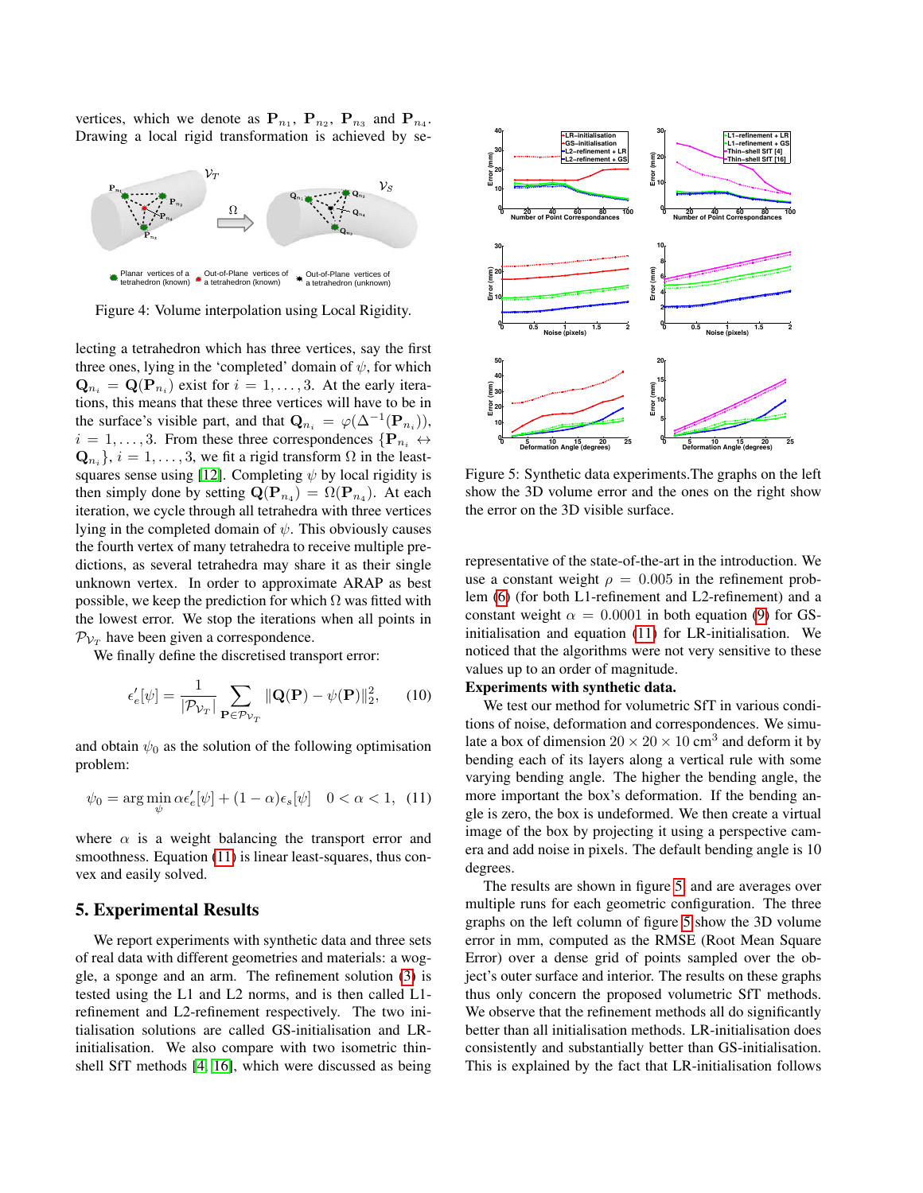vertices, which we denote as $\mathbf{P}_{n_1}$, $\mathbf{P}_{n_2}$, $\mathbf{P}_{n_3}$ and $\mathbf{P}_{n_4}$. Drawing a local rigid transformation is achieved by selecting a tetrahedron which has three vertices, say the first three ones, lying in the 'completed' domain of $\psi$, for which $\mathbf{Q}_{n_i} = \mathbf{Q}(\mathbf{P}_{n_i})$ exist for $i = 1, \ldots, 3$. At the early iterations, this means that these three vertices will have to be in the surface's visible part, and that $\mathbf{Q}_{n_i} = \varphi(\Delta^{-1}(\mathbf{P}_{n_i}))$, $i = 1, \ldots, 3$. From these three correspondences $\{\mathbf{P}_{n_i} \leftrightarrow \mathbf{Q}_{n_i}\}$, $i = 1, \ldots, 3$, we fit a rigid transform $\Omega$ in the least-squares sense using [12]. Completing $\psi$ by local rigidity is then simply done by setting $\mathbf{Q}(\mathbf{P}_{n_4}) = \Omega(\mathbf{P}_{n_4})$. At each iteration, we cycle through all tetrahedra with three vertices lying in the completed domain of $\psi$. This obviously causes the fourth vertex of many tetrahedra to receive multiple predictions, as several tetrahedra may share it as their single unknown vertex. In order to approximate ARAP as best possible, we keep the prediction for which $\Omega$ was fitted with the lowest error. We stop the iterations when all points in $\mathcal{P}_{\mathcal{V}_T}$ have been given a correspondence.

Figure 4: Volume interpolation using Local Rigidity.

We finally define the discretised transport error:

$$\epsilon'_e[\psi] = \frac{1}{|\mathcal{P}_{\mathcal{V}_T}|} \sum_{\mathbf{P} \in \mathcal{P}_{\mathcal{V}_T}} \|\mathbf{Q}(\mathbf{P}) - \psi(\mathbf{P})\|_2^2, \quad (10)$$

and obtain $\psi_0$ as the solution of the following optimisation problem:

$$\psi_0 = \arg\min_{\psi} \alpha \epsilon'_e[\psi] + (1-\alpha)\epsilon_s[\psi] \quad 0 < \alpha < 1, \quad (11)$$

where $\alpha$ is a weight balancing the transport error and smoothness. Equation (11) is linear least-squares, thus convex and easily solved.

## 5. Experimental Results

We report experiments with synthetic data and three sets of real data with different geometries and materials: a woggle, a sponge and an arm. The refinement solution (3) is tested using the L1 and L2 norms, and is then called L1-refinement and L2-refinement respectively. The two initialisation solutions are called GS-initialisation and LR-initialisation. We also compare with two isometric thin-shell SfT methods [4, 16], which were discussed as being representative of the state-of-the-art in the introduction. We use a constant weight $\rho = 0.005$ in the refinement problem (6) (for both L1-refinement and L2-refinement) and a constant weight $\alpha = 0.0001$ in both equation (9) for GS-initialisation and equation (11) for LR-initialisation. We noticed that the algorithms were not very sensitive to these values up to an order of magnitude.

Figure 5: Synthetic data experiments.The graphs on the left show the 3D volume error and the ones on the right show the error on the 3D visible surface.

**Experiments with synthetic data.**

We test our method for volumetric SfT in various conditions of noise, deformation and correspondences. We simulate a box of dimension $20 \times 20 \times 10$ cm$^3$ and deform it by bending each of its layers along a vertical rule with some varying bending angle. The higher the bending angle, the more important the box's deformation. If the bending angle is zero, the box is undeformed. We then create a virtual image of the box by projecting it using a perspective camera and add noise in pixels. The default bending angle is 10 degrees.

The results are shown in figure 5 and are averages over multiple runs for each geometric configuration. The three graphs on the left column of figure 5 show the 3D volume error in mm, computed as the RMSE (Root Mean Square Error) over a dense grid of points sampled over the object's outer surface and interior. The results on these graphs thus only concern the proposed volumetric SfT methods. We observe that the refinement methods all do significantly better than all initialisation methods. LR-initialisation does consistently and substantially better than GS-initialisation. This is explained by the fact that LR-initialisation follows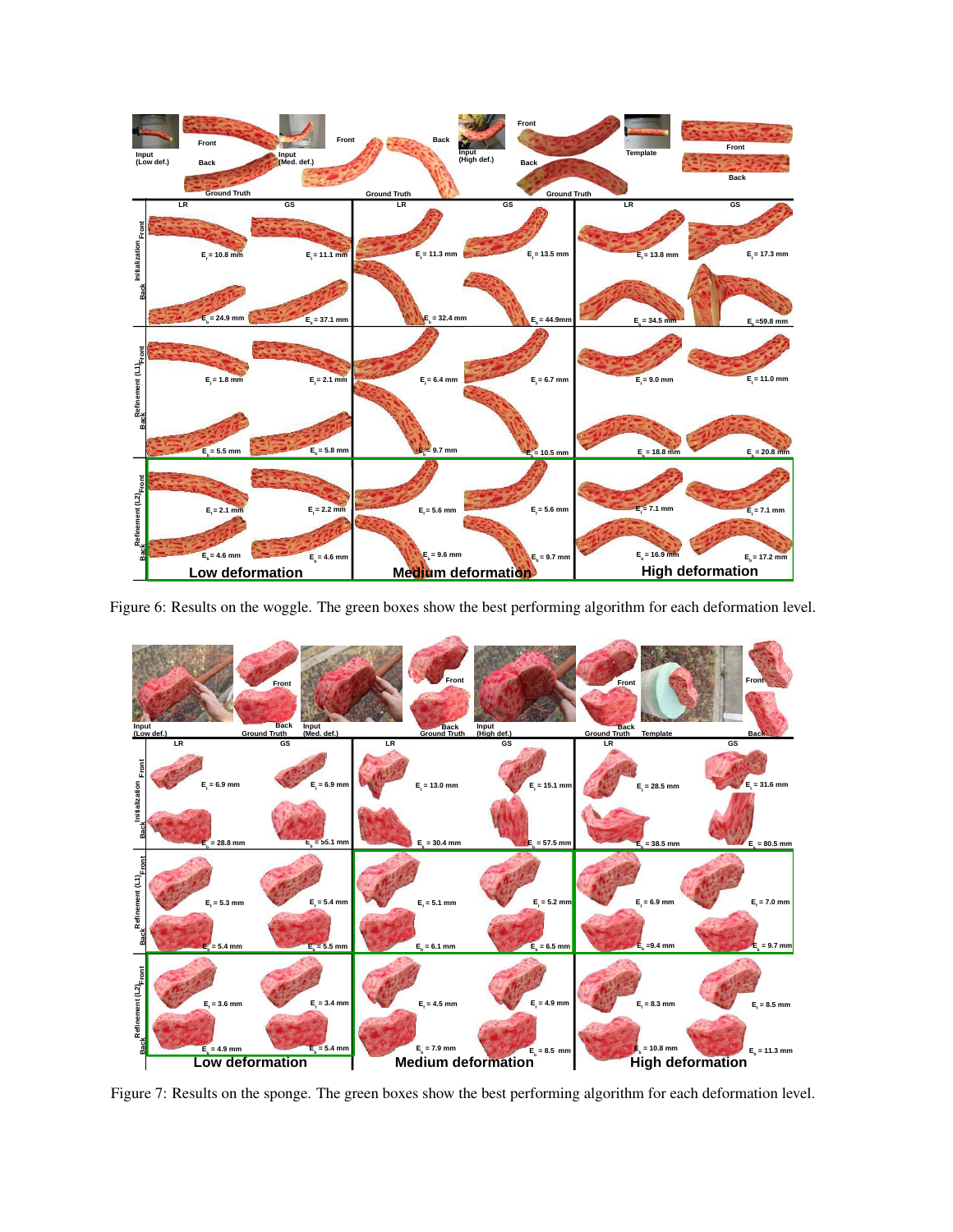Figure 6: Results on the woggle. The green boxes show the best performing algorithm for each deformation level.

Figure 7: Results on the sponge. The green boxes show the best performing algorithm for each deformation level.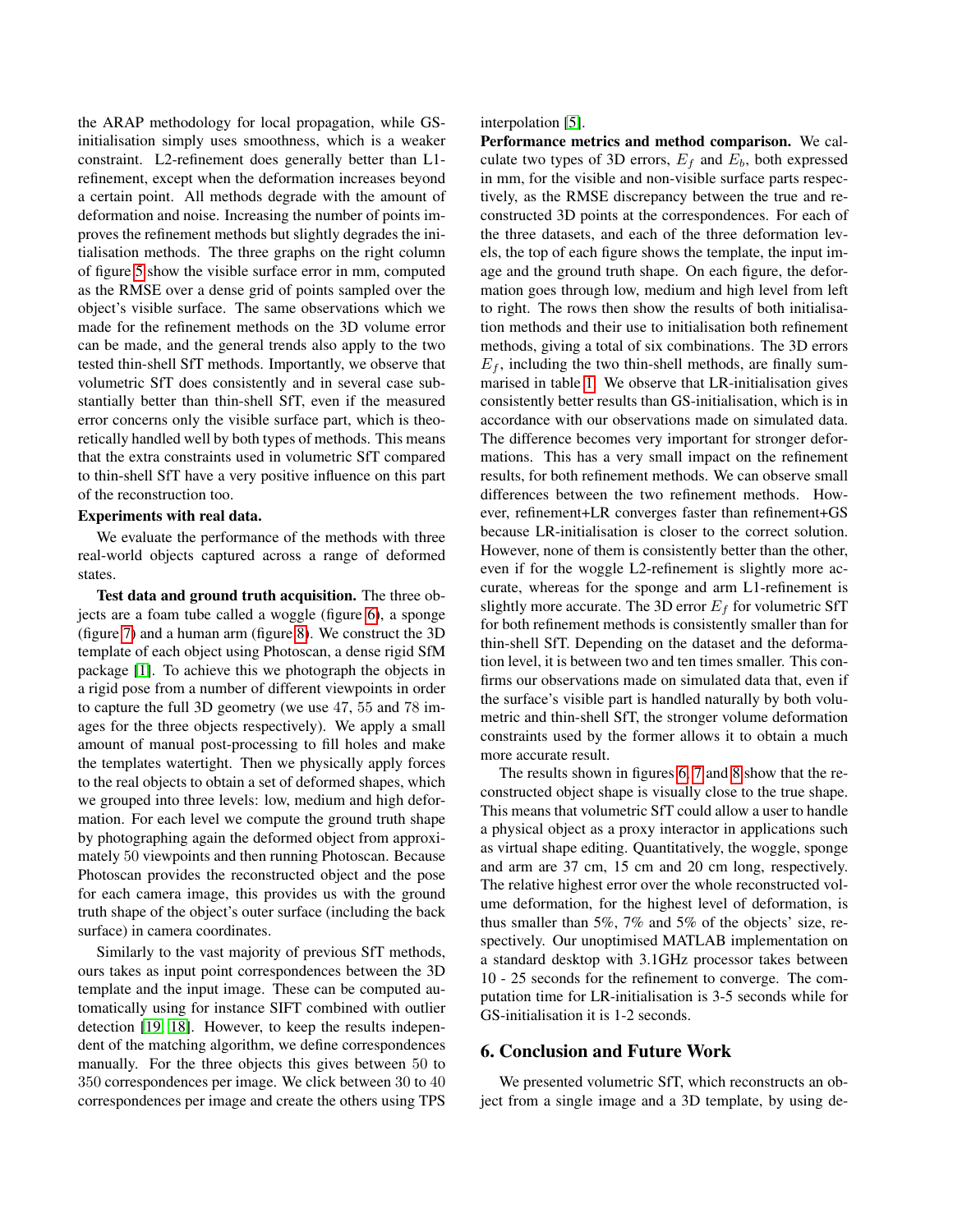the ARAP methodology for local propagation, while GS-initialisation simply uses smoothness, which is a weaker constraint. L2-refinement does generally better than L1-refinement, except when the deformation increases beyond a certain point. All methods degrade with the amount of deformation and noise. Increasing the number of points improves the refinement methods but slightly degrades the initialisation methods. The three graphs on the right column of figure 5 show the visible surface error in mm, computed as the RMSE over a dense grid of points sampled over the object's visible surface. The same observations which we made for the refinement methods on the 3D volume error can be made, and the general trends also apply to the two tested thin-shell SfT methods. Importantly, we observe that volumetric SfT does consistently and in several case substantially better than thin-shell SfT, even if the measured error concerns only the visible surface part, which is theoretically handled well by both types of methods. This means that the extra constraints used in volumetric SfT compared to thin-shell SfT have a very positive influence on this part of the reconstruction too.

**Experiments with real data.**

We evaluate the performance of the methods with three real-world objects captured across a range of deformed states.

**Test data and ground truth acquisition.** The three objects are a foam tube called a woggle (figure 6), a sponge (figure 7) and a human arm (figure 8). We construct the 3D template of each object using Photoscan, a dense rigid SfM package [1]. To achieve this we photograph the objects in a rigid pose from a number of different viewpoints in order to capture the full 3D geometry (we use 47, 55 and 78 images for the three objects respectively). We apply a small amount of manual post-processing to fill holes and make the templates watertight. Then we physically apply forces to the real objects to obtain a set of deformed shapes, which we grouped into three levels: low, medium and high deformation. For each level we compute the ground truth shape by photographing again the deformed object from approximately 50 viewpoints and then running Photoscan. Because Photoscan provides the reconstructed object and the pose for each camera image, this provides us with the ground truth shape of the object's outer surface (including the back surface) in camera coordinates.

Similarly to the vast majority of previous SfT methods, ours takes as input point correspondences between the 3D template and the input image. These can be computed automatically using for instance SIFT combined with outlier detection [19, 18]. However, to keep the results independent of the matching algorithm, we define correspondences manually. For the three objects this gives between 50 to 350 correspondences per image. We click between 30 to 40 correspondences per image and create the others using TPS interpolation [5].

**Performance metrics and method comparison.** We calculate two types of 3D errors, $E_f$ and $E_b$, both expressed in mm, for the visible and non-visible surface parts respectively, as the RMSE discrepancy between the true and reconstructed 3D points at the correspondences. For each of the three datasets, and each of the three deformation levels, the top of each figure shows the template, the input image and the ground truth shape. On each figure, the deformation goes through low, medium and high level from left to right. The rows then show the results of both initialisation methods and their use to initialisation both refinement methods, giving a total of six combinations. The 3D errors $E_f$, including the two thin-shell methods, are finally summarised in table 1. We observe that LR-initialisation gives consistently better results than GS-initialisation, which is in accordance with our observations made on simulated data. The difference becomes very important for stronger deformations. This has a very small impact on the refinement results, for both refinement methods. We can observe small differences between the two refinement methods. However, refinement+LR converges faster than refinement+GS because LR-initialisation is closer to the correct solution. However, none of them is consistently better than the other, even if for the woggle L2-refinement is slightly more accurate, whereas for the sponge and arm L1-refinement is slightly more accurate. The 3D error $E_f$ for volumetric SfT for both refinement methods is consistently smaller than for thin-shell SfT. Depending on the dataset and the deformation level, it is between two and ten times smaller. This confirms our observations made on simulated data that, even if the surface's visible part is handled naturally by both volumetric and thin-shell SfT, the stronger volume deformation constraints used by the former allows it to obtain a much more accurate result.

The results shown in figures 6, 7 and 8 show that the reconstructed object shape is visually close to the true shape. This means that volumetric SfT could allow a user to handle a physical object as a proxy interactor in applications such as virtual shape editing. Quantitatively, the woggle, sponge and arm are 37 cm, 15 cm and 20 cm long, respectively. The relative highest error over the whole reconstructed volume deformation, for the highest level of deformation, is thus smaller than 5%, 7% and 5% of the objects' size, respectively. Our unoptimised MATLAB implementation on a standard desktop with 3.1GHz processor takes between 10 - 25 seconds for the refinement to converge. The computation time for LR-initialisation is 3-5 seconds while for GS-initialisation it is 1-2 seconds.

## 6. Conclusion and Future Work

We presented volumetric SfT, which reconstructs an object from a single image and a 3D template, by using de-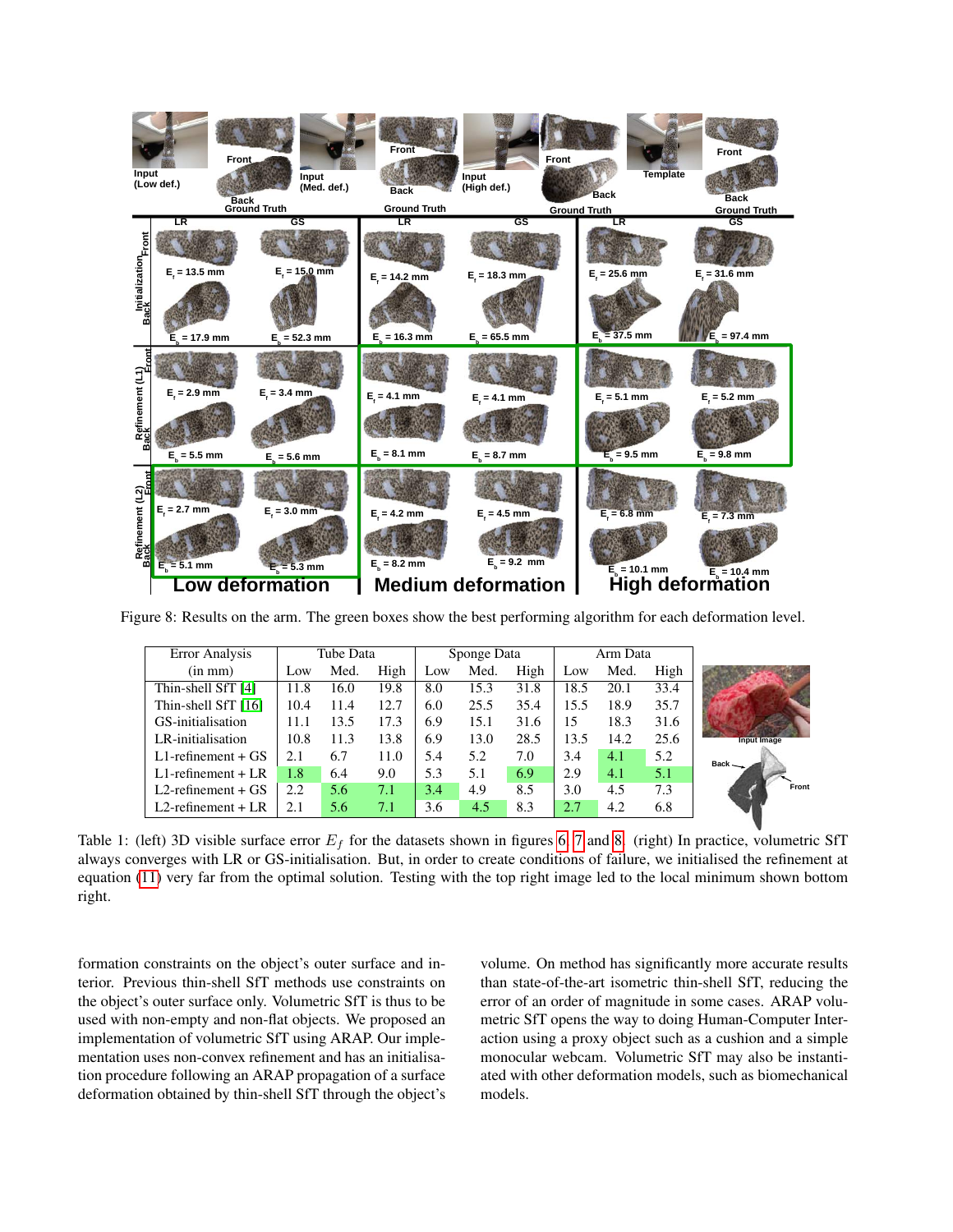Figure 8: Results on the arm. The green boxes show the best performing algorithm for each deformation level.

| Error Analysis (in mm) | Tube Data | | | Sponge Data | | | Arm Data | | |
|---|---|---|---|---|---|---|---|---|---|
| | Low | Med. | High | Low | Med. | High | Low | Med. | High |
| Thin-shell SfT [4] | 11.8 | 16.0 | 19.8 | 8.0 | 15.3 | 31.8 | 18.5 | 20.1 | 33.4 |
| Thin-shell SfT [16] | 10.4 | 11.4 | 12.7 | 6.0 | 25.5 | 35.4 | 15.5 | 18.9 | 35.7 |
| GS-initialisation | 11.1 | 13.5 | 17.3 | 6.9 | 15.1 | 31.6 | 15 | 18.3 | 31.6 |
| LR-initialisation | 10.8 | 11.3 | 13.8 | 6.9 | 13.0 | 28.5 | 13.5 | 14.2 | 25.6 |
| L1-refinement + GS | 2.1 | 6.7 | 11.0 | 5.4 | 5.2 | 7.0 | 3.4 | 4.1 | 5.2 |
| L1-refinement + LR | 1.8 | 6.4 | 9.0 | 5.3 | 5.1 | 6.9 | 2.9 | 4.1 | 5.1 |
| L2-refinement + GS | 2.2 | 5.6 | 7.1 | 3.4 | 4.9 | 8.5 | 3.0 | 4.5 | 7.3 |
| L2-refinement + LR | 2.1 | 5.6 | 7.1 | 3.6 | 4.5 | 8.3 | 2.7 | 4.2 | 6.8 |

Table 1: (left) 3D visible surface error $E_f$ for the datasets shown in figures 6, 7 and 8. (right) In practice, volumetric SfT always converges with LR or GS-initialisation. But, in order to create conditions of failure, we initialised the refinement at equation (11) very far from the optimal solution. Testing with the top right image led to the local minimum shown bottom right.

formation constraints on the object's outer surface and interior. Previous thin-shell SfT methods use constraints on the object's outer surface only. Volumetric SfT is thus to be used with non-empty and non-flat objects. We proposed an implementation of volumetric SfT using ARAP. Our implementation uses non-convex refinement and has an initialisation procedure following an ARAP propagation of a surface deformation obtained by thin-shell SfT through the object's volume. On method has significantly more accurate results than state-of-the-art isometric thin-shell SfT, reducing the error of an order of magnitude in some cases. ARAP volumetric SfT opens the way to doing Human-Computer Interaction using a proxy object such as a cushion and a simple monocular webcam. Volumetric SfT may also be instantiated with other deformation models, such as biomechanical models.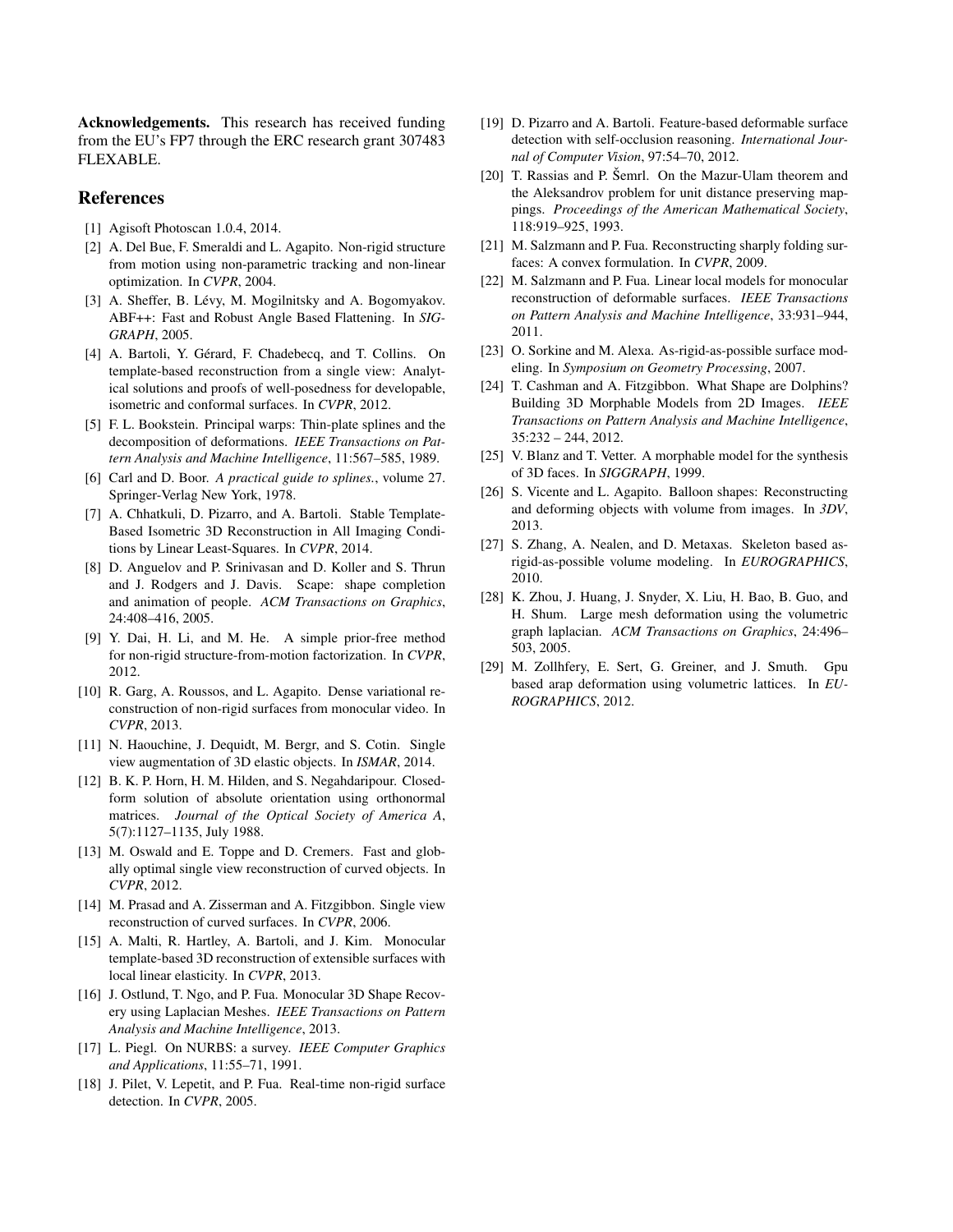**Acknowledgements.** This research has received funding from the EU's FP7 through the ERC research grant 307483 FLEXABLE.

## References

[1] Agisoft Photoscan 1.0.4, 2014.

[2] A. Del Bue, F. Smeraldi and L. Agapito. Non-rigid structure from motion using non-parametric tracking and non-linear optimization. In *CVPR*, 2004.

[3] A. Sheffer, B. Lévy, M. Mogilnitsky and A. Bogomyakov. ABF++: Fast and Robust Angle Based Flattening. In *SIGGRAPH*, 2005.

[4] A. Bartoli, Y. Gérard, F. Chadebecq, and T. Collins. On template-based reconstruction from a single view: Analytical solutions and proofs of well-posedness for developable, isometric and conformal surfaces. In *CVPR*, 2012.

[5] F. L. Bookstein. Principal warps: Thin-plate splines and the decomposition of deformations. *IEEE Transactions on Pattern Analysis and Machine Intelligence*, 11:567–585, 1989.

[6] Carl and D. Boor. *A practical guide to splines.*, volume 27. Springer-Verlag New York, 1978.

[7] A. Chhatkuli, D. Pizarro, and A. Bartoli. Stable Template-Based Isometric 3D Reconstruction in All Imaging Conditions by Linear Least-Squares. In *CVPR*, 2014.

[8] D. Anguelov and P. Srinivasan and D. Koller and S. Thrun and J. Rodgers and J. Davis. Scape: shape completion and animation of people. *ACM Transactions on Graphics*, 24:408–416, 2005.

[9] Y. Dai, H. Li, and M. He. A simple prior-free method for non-rigid structure-from-motion factorization. In *CVPR*, 2012.

[10] R. Garg, A. Roussos, and L. Agapito. Dense variational reconstruction of non-rigid surfaces from monocular video. In *CVPR*, 2013.

[11] N. Haouchine, J. Dequidt, M. Bergr, and S. Cotin. Single view augmentation of 3D elastic objects. In *ISMAR*, 2014.

[12] B. K. P. Horn, H. M. Hilden, and S. Negahdaripour. Closed-form solution of absolute orientation using orthonormal matrices. *Journal of the Optical Society of America A*, 5(7):1127–1135, July 1988.

[13] M. Oswald and E. Toppe and D. Cremers. Fast and globally optimal single view reconstruction of curved objects. In *CVPR*, 2012.

[14] M. Prasad and A. Zisserman and A. Fitzgibbon. Single view reconstruction of curved surfaces. In *CVPR*, 2006.

[15] A. Malti, R. Hartley, A. Bartoli, and J. Kim. Monocular template-based 3D reconstruction of extensible surfaces with local linear elasticity. In *CVPR*, 2013.

[16] J. Ostlund, T. Ngo, and P. Fua. Monocular 3D Shape Recovery using Laplacian Meshes. *IEEE Transactions on Pattern Analysis and Machine Intelligence*, 2013.

[17] L. Piegl. On NURBS: a survey. *IEEE Computer Graphics and Applications*, 11:55–71, 1991.

[18] J. Pilet, V. Lepetit, and P. Fua. Real-time non-rigid surface detection. In *CVPR*, 2005.

[19] D. Pizarro and A. Bartoli. Feature-based deformable surface detection with self-occlusion reasoning. *International Journal of Computer Vision*, 97:54–70, 2012.

[20] T. Rassias and P. Šemrl. On the Mazur-Ulam theorem and the Aleksandrov problem for unit distance preserving mappings. *Proceedings of the American Mathematical Society*, 118:919–925, 1993.

[21] M. Salzmann and P. Fua. Reconstructing sharply folding surfaces: A convex formulation. In *CVPR*, 2009.

[22] M. Salzmann and P. Fua. Linear local models for monocular reconstruction of deformable surfaces. *IEEE Transactions on Pattern Analysis and Machine Intelligence*, 33:931–944, 2011.

[23] O. Sorkine and M. Alexa. As-rigid-as-possible surface modeling. In *Symposium on Geometry Processing*, 2007.

[24] T. Cashman and A. Fitzgibbon. What Shape are Dolphins? Building 3D Morphable Models from 2D Images. *IEEE Transactions on Pattern Analysis and Machine Intelligence*, 35:232 – 244, 2012.

[25] V. Blanz and T. Vetter. A morphable model for the synthesis of 3D faces. In *SIGGRAPH*, 1999.

[26] S. Vicente and L. Agapito. Balloon shapes: Reconstructing and deforming objects with volume from images. In *3DV*, 2013.

[27] S. Zhang, A. Nealen, and D. Metaxas. Skeleton based as-rigid-as-possible volume modeling. In *EUROGRAPHICS*, 2010.

[28] K. Zhou, J. Huang, J. Snyder, X. Liu, H. Bao, B. Guo, and H. Shum. Large mesh deformation using the volumetric graph laplacian. *ACM Transactions on Graphics*, 24:496–503, 2005.

[29] M. Zollhfery, E. Sert, G. Greiner, and J. Smuth. Gpu based arap deformation using volumetric lattices. In *EUROGRAPHICS*, 2012.